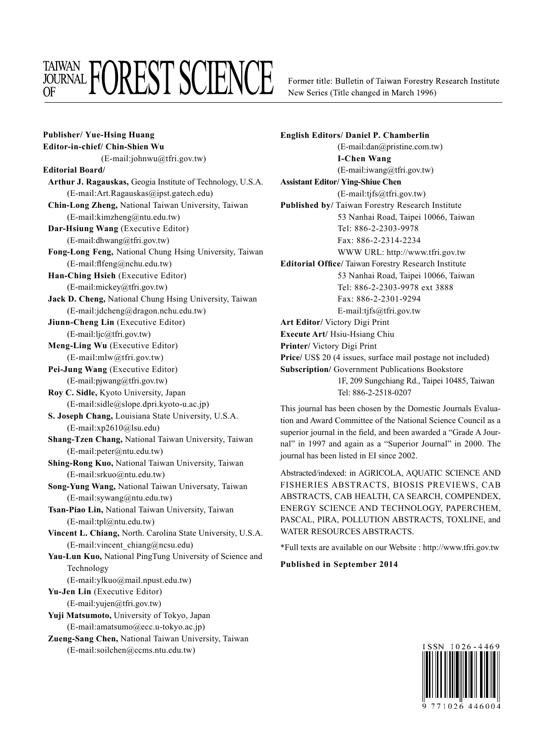# TAIWAN JOURNAL OF FOREST SCIENCE

Former title: Bulletin of Taiwan Forestry Research Institute New Series (Title changed in March 1996)

**Publisher/ Yue-Hsing Huang**

**Editor-in-chief/ Chin-Shien Wu**
(E-mail:johnwu@tfri.gov.tw)

**Editorial Board/**

**Arthur J. Ragauskas,** Geogia Institute of Technology, U.S.A.
(E-mail:Art.Ragauskas@ipst.gatech.edu)

**Chin-Long Zheng,** National Taiwan University, Taiwan
(E-mail:kimzheng@ntu.edu.tw)

**Dar-Hsiung Wang** (Executive Editor)
(E-mail:dhwang@tfri.gov.tw)

**Fong-Long Feng,** National Chung Hsing University, Taiwan
(E-mail:flfeng@nchu.edu.tw)

**Han-Ching Hsieh** (Executive Editor)
(E-mail:mickey@tfri.gov.tw)

**Jack D. Cheng,** National Chung Hsing University, Taiwan
(E-mail:jdcheng@dragon.nchu.edu.tw)

**Jiunn-Cheng Lin** (Executive Editor)
(E-mail:ljc@tfri.gov.tw)

**Meng-Ling Wu** (Executive Editor)
(E-mail:mlw@tfri.gov.tw)

**Pei-Jung Wang** (Executive Editor)
(E-mail:pjwang@tfri.gov.tw)

**Roy C. Sidle,** Kyoto University, Japan
(E-mail:sidle@slope.dpri.kyoto-u.ac.jp)

**S. Joseph Chang,** Louisiana State University, U.S.A.
(E-mail:xp2610@lsu.edu)

**Shang-Tzen Chang,** National Taiwan University, Taiwan
(E-mail:peter@ntu.edu.tw)

**Shing-Rong Kuo,** National Taiwan University, Taiwan
(E-mail:srkuo@ntu.edu.tw)

**Song-Yung Wang,** National Taiwan Universaty, Taiwan
(E-mail:sywang@ntu.edu.tw)

**Tsan-Piao Lin,** National Taiwan University, Taiwan
(E-mail:tpl@ntu.edu.tw)

**Vincent L. Chiang,** North. Carolina State University, U.S.A.
(E-mail:vincent_chiang@ncsu.edu)

**Yau-Lun Kuo,** National PingTung University of Science and Technology
(E-mail:ylkuo@mail.npust.edu.tw)

**Yu-Jen Lin** (Executive Editor)
(E-mail:yujen@tfri.gov.tw)

**Yuji Matsumoto,** University of Tokyo, Japan
(E-mail:amatsumo@ecc.u-tokyo.ac.jp)

**Zueng-Sang Chen,** National Taiwan University, Taiwan
(E-mail:soilchen@ccms.ntu.edu.tw)

**English Editors/ Daniel P. Chamberlin**
(E-mail:dan@pristine.com.tw)
**I-Chen Wang**
(E-mail:iwang@tfri.gov.tw)

**Assistant Editor/ Ying-Shiue Chen**
(E-mail:tjfs@tfri.gov.tw)

**Published by/** Taiwan Forestry Research Institute
53 Nanhai Road, Taipei 10066, Taiwan
Tel: 886-2-2303-9978
Fax: 886-2-2314-2234
WWW URL: http://www.tfri.gov.tw

**Editorial Office/** Taiwan Forestry Research Institute
53 Nanhai Road, Taipei 10066, Taiwan
Tel: 886-2-2303-9978 ext 3888
Fax: 886-2-2301-9294
E-mail:tjfs@tfri.gov.tw

**Art Editor/** Victory Digi Print

**Execute Art/** Hsiu-Hsiang Chiu

**Printer/** Victory Digi Print

**Price/** US$ 20 (4 issues, surface mail postage not included)

**Subscription/** Government Publications Bookstore
1F, 209 Sungchiang Rd., Taipei 10485, Taiwan
Tel: 886-2-2518-0207

This journal has been chosen by the Domestic Journals Evaluation and Award Committee of the National Science Council as a superior journal in the field, and been awarded a "Grade A Journal" in 1997 and again as a "Superior Journal" in 2000. The journal has been listed in EI since 2002.

Abstracted/indexed: in AGRICOLA, AQUATIC SCIENCE AND FISHERIES ABSTRACTS, BIOSIS PREVIEWS, CAB ABSTRACTS, CAB HEALTH, CA SEARCH, COMPENDEX, ENERGY SCIENCE AND TECHNOLOGY, PAPERCHEM, PASCAL, PIRA, POLLUTION ABSTRACTS, TOXLINE, and WATER RESOURCES ABSTRACTS.

*Full texts are available on our Website : http://www.tfri.gov.tw

**Published in September 2014**

ISSN 1026-4469

9 771026 446004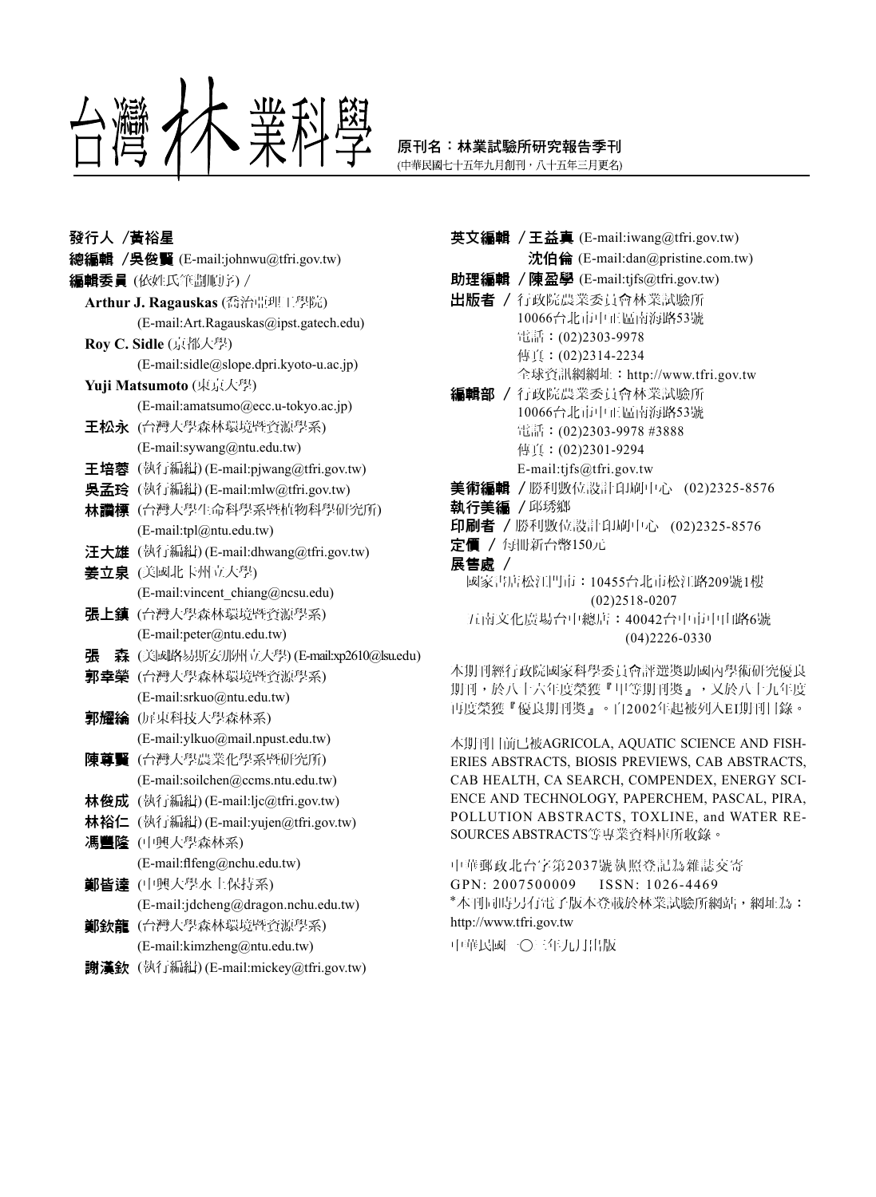# 台灣林業科學

**原刊名：林業試驗所研究報告季刊**
(中華民國七十五年九月創刊，八十五年三月更名)

**發行人 /黃裕星**

**總編輯 /吳俊賢** (E-mail:johnwu@tfri.gov.tw)

**編輯委員** (依姓氏筆劃順序) /

**Arthur J. Ragauskas** (喬治亞理工學院)
(E-mail:Art.Ragauskas@ipst.gatech.edu)

**Roy C. Sidle** (京都大學)
(E-mail:sidle@slope.dpri.kyoto-u.ac.jp)

**Yuji Matsumoto** (東京大學)
(E-mail:amatsumo@ecc.u-tokyo.ac.jp)

**王松永** (台灣大學森林環境暨資源學系)
(E-mail:sywang@ntu.edu.tw)

**王培蓉** (執行編輯) (E-mail:pjwang@tfri.gov.tw)

**吳孟玲** (執行編輯) (E-mail:mlw@tfri.gov.tw)

**林讚標** (台灣大學生命科學系暨植物科學研究所)
(E-mail:tpl@ntu.edu.tw)

**汪大雄** (執行編輯) (E-mail:dhwang@tfri.gov.tw)

**姜立泉** (美國北卡州立大學)
(E-mail:vincent_chiang@ncsu.edu)

**張上鎮** (台灣大學森林環境暨資源學系)
(E-mail:peter@ntu.edu.tw)

**張　森** (美國路易斯安那州立大學) (E-mail:xp2610@lsu.edu)

**郭幸榮** (台灣大學森林環境暨資源學系)
(E-mail:srkuo@ntu.edu.tw)

**郭耀綸** (屏東科技大學森林系)
(E-mail:ylkuo@mail.npust.edu.tw)

**陳尊賢** (台灣大學農業化學系暨研究所)
(E-mail:soilchen@ccms.ntu.edu.tw)

**林俊成** (執行編輯) (E-mail:ljc@tfri.gov.tw)

**林裕仁** (執行編輯) (E-mail:yujen@tfri.gov.tw)

**馮豐隆** (中興大學森林系)
(E-mail:flfeng@nchu.edu.tw)

**鄭皆達** (中興大學水土保持系)
(E-mail:jdcheng@dragon.nchu.edu.tw)

**鄭欽龍** (台灣大學森林環境暨資源學系)
(E-mail:kimzheng@ntu.edu.tw)

**謝漢欽** (執行編輯) (E-mail:mickey@tfri.gov.tw)

**英文編輯 /王益真** (E-mail:iwang@tfri.gov.tw)
**沈伯倫** (E-mail:dan@pristine.com.tw)

**助理編輯 /陳盈學** (E-mail:tjfs@tfri.gov.tw)

**出版者 /** 行政院農業委員會林業試驗所
10066台北市中正區南海路53號
電話：(02)2303-9978
傳真：(02)2314-2234
全球資訊網網址：http://www.tfri.gov.tw

**編輯部 /** 行政院農業委員會林業試驗所
10066台北市中正區南海路53號
電話：(02)2303-9978 #3888
傳真：(02)2301-9294
E-mail:tjfs@tfri.gov.tw

**美術編輯 /**勝利數位設計印刷中心　(02)2325-8576

**執行美編 /**邱琇鄉

**印刷者 /**勝利數位設計印刷中心　(02)2325-8576

**定價 /** 每冊新台幣150元

**展售處 /**
國家書店松江門市：10455台北市松江路209號1樓
(02)2518-0207
五南文化廣場台中總店：40042台中市中山路6號
(04)2226-0330

本期刊經行政院國家科學委員會評選獎助國內學術研究優良期刊，於八十六年度榮獲『甲等期刊獎』，又於八十九年度再度榮獲『優良期刊獎』。自2002年起被列入EI期刊目錄。

本期刊目前已被AGRICOLA, AQUATIC SCIENCE AND FISHERIES ABSTRACTS, BIOSIS PREVIEWS, CAB ABSTRACTS, CAB HEALTH, CA SEARCH, COMPENDEX, ENERGY SCIENCE AND TECHNOLOGY, PAPERCHEM, PASCAL, PIRA, POLLUTION ABSTRACTS, TOXLINE, and WATER RESOURCES ABSTRACTS等專業資料庫所收錄。

中華郵政北台字第2037號執照登記為雜誌交寄
GPN: 2007500009　　ISSN: 1026-4469
*本刊同時另行電子版本登載於林業試驗所網站，網址為：http://www.tfri.gov.tw

中華民國一○三年九月出版